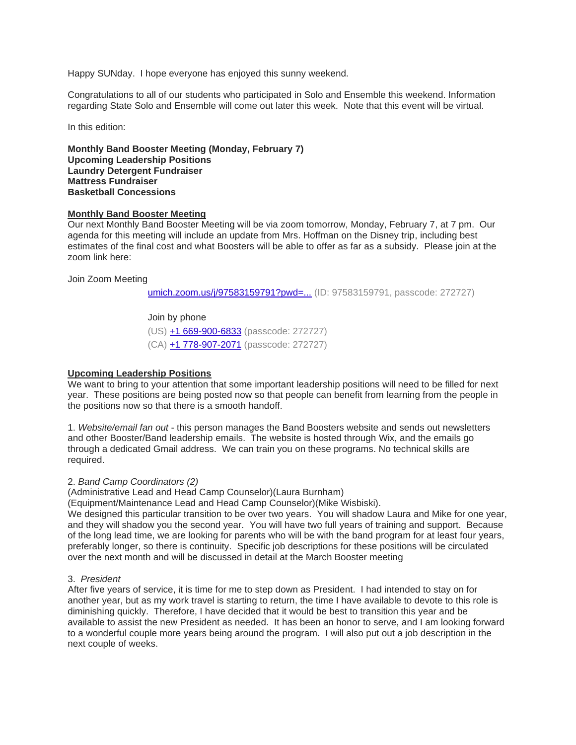Happy SUNday. I hope everyone has enjoyed this sunny weekend.

Congratulations to all of our students who participated in Solo and Ensemble this weekend. Information regarding State Solo and Ensemble will come out later this week. Note that this event will be virtual.

In this edition:

**Monthly Band Booster Meeting (Monday, February 7)**
**Upcoming Leadership Positions**
**Laundry Detergent Fundraiser**
**Mattress Fundraiser**
**Basketball Concessions**

## Monthly Band Booster Meeting

Our next Monthly Band Booster Meeting will be via zoom tomorrow, Monday, February 7, at 7 pm. Our agenda for this meeting will include an update from Mrs. Hoffman on the Disney trip, including best estimates of the final cost and what Boosters will be able to offer as far as a subsidy. Please join at the zoom link here:

Join Zoom Meeting

umich.zoom.us/j/97583159791?pwd=... (ID: 97583159791, passcode: 272727)

Join by phone
(US) +1 669-900-6833 (passcode: 272727)
(CA) +1 778-907-2071 (passcode: 272727)

## Upcoming Leadership Positions

We want to bring to your attention that some important leadership positions will need to be filled for next year. These positions are being posted now so that people can benefit from learning from the people in the positions now so that there is a smooth handoff.

1. *Website/email fan out* - this person manages the Band Boosters website and sends out newsletters and other Booster/Band leadership emails. The website is hosted through Wix, and the emails go through a dedicated Gmail address. We can train you on these programs. No technical skills are required.

2. *Band Camp Coordinators (2)*
(Administrative Lead and Head Camp Counselor)(Laura Burnham)
(Equipment/Maintenance Lead and Head Camp Counselor)(Mike Wisbiski).
We designed this particular transition to be over two years. You will shadow Laura and Mike for one year, and they will shadow you the second year. You will have two full years of training and support. Because of the long lead time, we are looking for parents who will be with the band program for at least four years, preferably longer, so there is continuity. Specific job descriptions for these positions will be circulated over the next month and will be discussed in detail at the March Booster meeting

3. *President*
After five years of service, it is time for me to step down as President. I had intended to stay on for another year, but as my work travel is starting to return, the time I have available to devote to this role is diminishing quickly. Therefore, I have decided that it would be best to transition this year and be available to assist the new President as needed. It has been an honor to serve, and I am looking forward to a wonderful couple more years being around the program. I will also put out a job description in the next couple of weeks.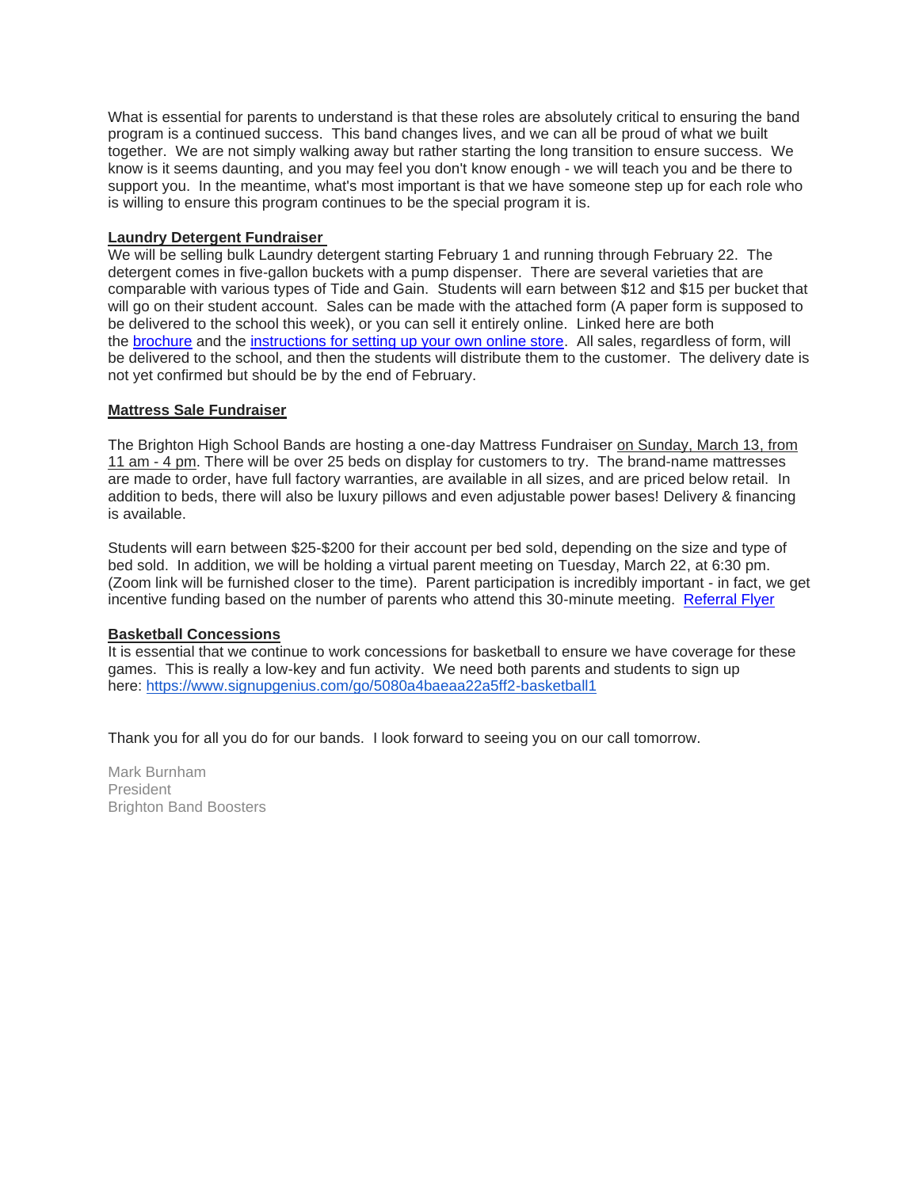What is essential for parents to understand is that these roles are absolutely critical to ensuring the band program is a continued success. This band changes lives, and we can all be proud of what we built together. We are not simply walking away but rather starting the long transition to ensure success. We know is it seems daunting, and you may feel you don't know enough - we will teach you and be there to support you. In the meantime, what's most important is that we have someone step up for each role who is willing to ensure this program continues to be the special program it is.

**Laundry Detergent Fundraiser**

We will be selling bulk Laundry detergent starting February 1 and running through February 22. The detergent comes in five-gallon buckets with a pump dispenser. There are several varieties that are comparable with various types of Tide and Gain. Students will earn between $12 and $15 per bucket that will go on their student account. Sales can be made with the attached form (A paper form is supposed to be delivered to the school this week), or you can sell it entirely online. Linked here are both the brochure and the instructions for setting up your own online store. All sales, regardless of form, will be delivered to the school, and then the students will distribute them to the customer. The delivery date is not yet confirmed but should be by the end of February.

**Mattress Sale Fundraiser**

The Brighton High School Bands are hosting a one-day Mattress Fundraiser on Sunday, March 13, from 11 am - 4 pm. There will be over 25 beds on display for customers to try. The brand-name mattresses are made to order, have full factory warranties, are available in all sizes, and are priced below retail. In addition to beds, there will also be luxury pillows and even adjustable power bases! Delivery & financing is available.

Students will earn between $25-$200 for their account per bed sold, depending on the size and type of bed sold. In addition, we will be holding a virtual parent meeting on Tuesday, March 22, at 6:30 pm. (Zoom link will be furnished closer to the time). Parent participation is incredibly important - in fact, we get incentive funding based on the number of parents who attend this 30-minute meeting. Referral Flyer

**Basketball Concessions**

It is essential that we continue to work concessions for basketball to ensure we have coverage for these games. This is really a low-key and fun activity. We need both parents and students to sign up here: https://www.signupgenius.com/go/5080a4baeaa22a5ff2-basketball1

Thank you for all you do for our bands. I look forward to seeing you on our call tomorrow.

Mark Burnham
President
Brighton Band Boosters